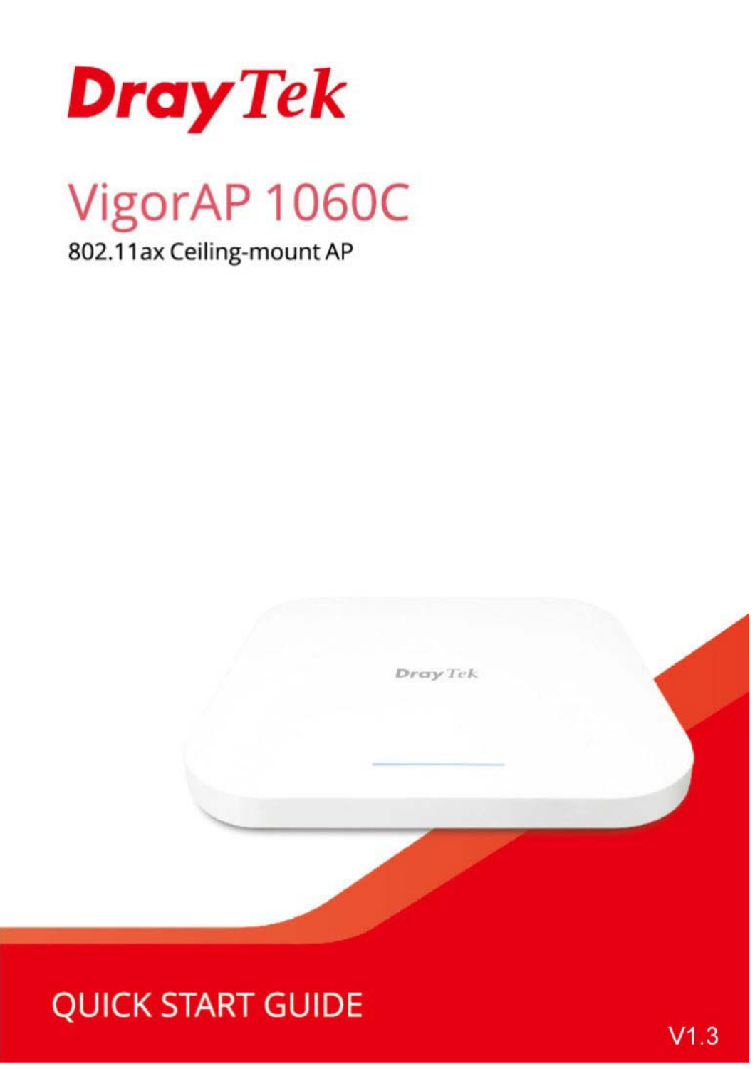DrayTek

# VigorAP 1060C

802.11ax Ceiling-mount AP

QUICK START GUIDE

V1.3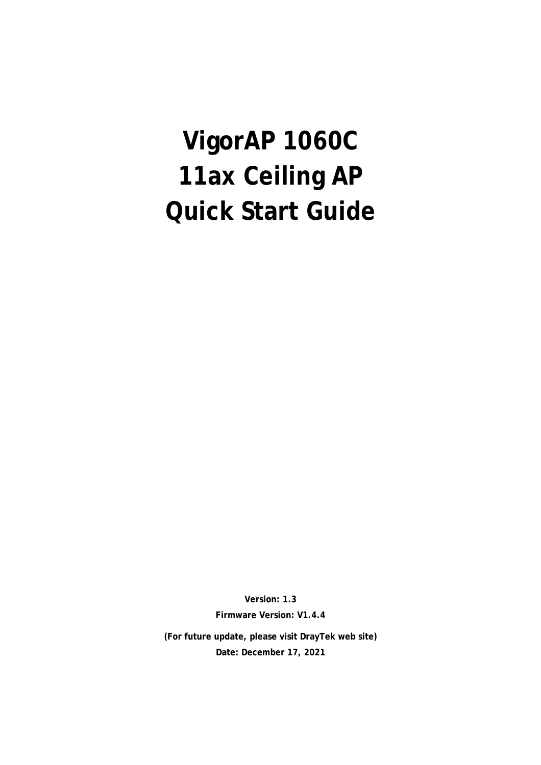# VigorAP 1060C
# 11ax Ceiling AP
# Quick Start Guide

**Version: 1.3**

**Firmware Version: V1.4.4**

**(For future update, please visit DrayTek web site)**

**Date: December 17, 2021**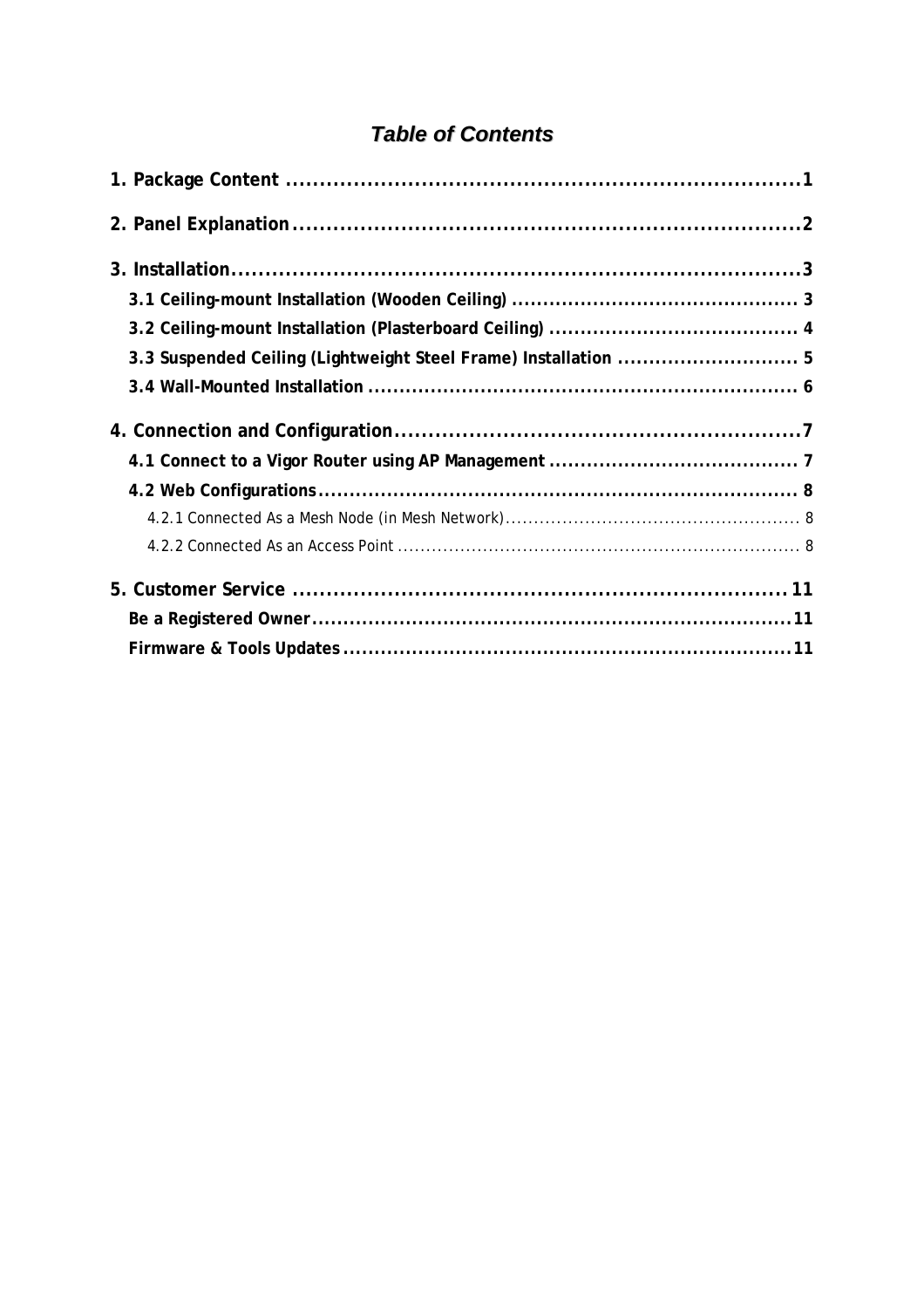# *Table of Contents*

**1. Package Content** .......................................................................... **1**

**2. Panel Explanation** .......................................................................... **2**

**3. Installation** .......................................................................... **3**

**3.1 Ceiling-mount Installation (Wooden Ceiling)** .......................................... **3**

**3.2 Ceiling-mount Installation (Plasterboard Ceiling)** .......................................... **4**

**3.3 Suspended Ceiling (Lightweight Steel Frame) Installation** .......................................... **5**

**3.4 Wall-Mounted Installation** .......................................... **6**

**4. Connection and Configuration** .......................................................................... **7**

**4.1 Connect to a Vigor Router using AP Management** .......................................... **7**

**4.2 Web Configurations** .......................................... **8**

4.2.1 Connected As a Mesh Node (in Mesh Network) .......................................... 8

4.2.2 Connected As an Access Point .......................................... 8

**5. Customer Service** .......................................................................... **11**

**Be a Registered Owner** .......................................... **11**

**Firmware & Tools Updates** .......................................... **11**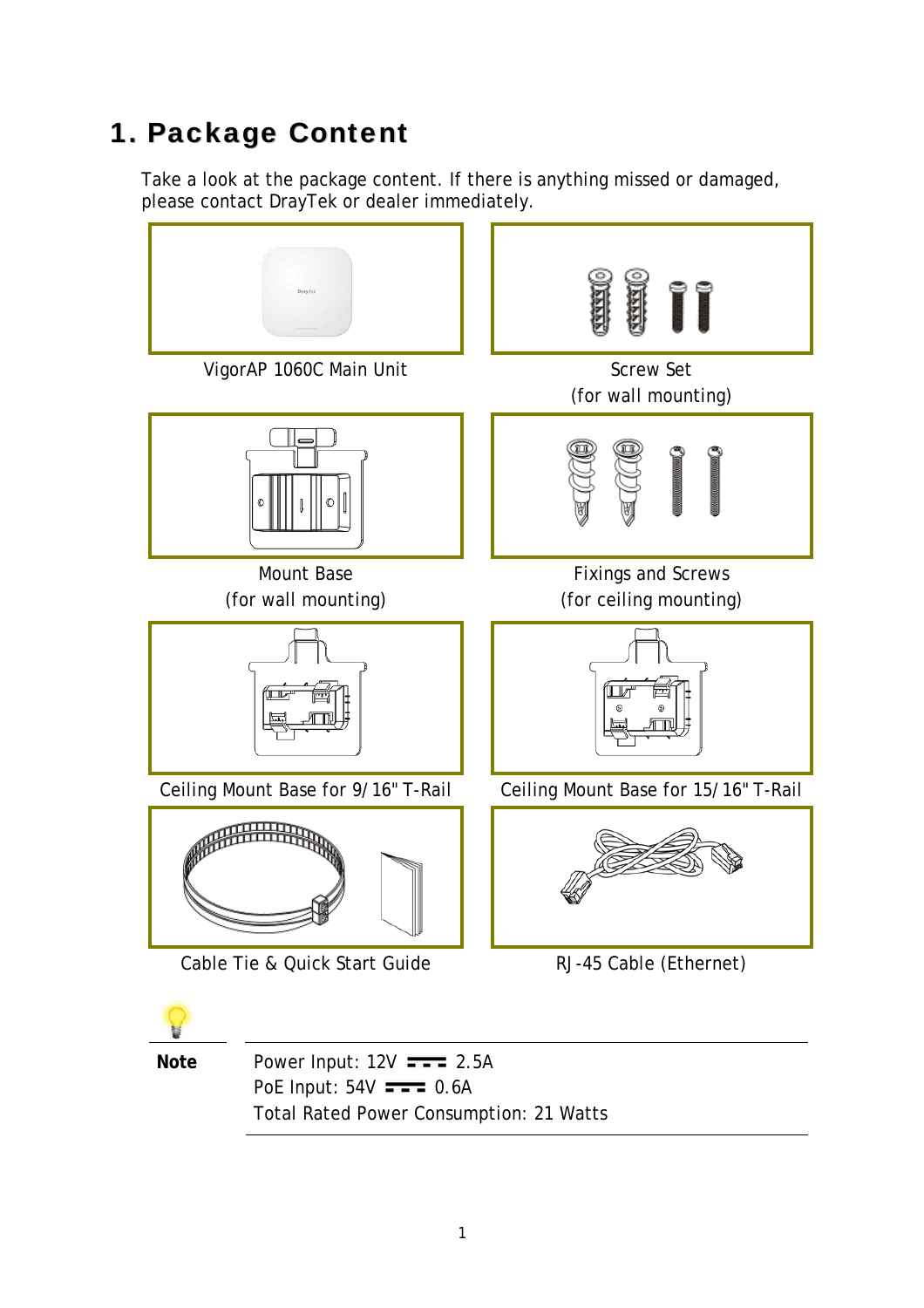# 1. Package Content

Take a look at the package content. If there is anything missed or damaged, please contact DrayTek or dealer immediately.

VigorAP 1060C Main Unit

Screw Set
(for wall mounting)

Mount Base
(for wall mounting)

Fixings and Screws
(for ceiling mounting)

Ceiling Mount Base for 9/16" T-Rail

Ceiling Mount Base for 15/16" T-Rail

Cable Tie & Quick Start Guide

RJ-45 Cable (Ethernet)

**Note**

Power Input: 12V ⎓ 2.5A
PoE Input: 54V ⎓ 0.6A
Total Rated Power Consumption: 21 Watts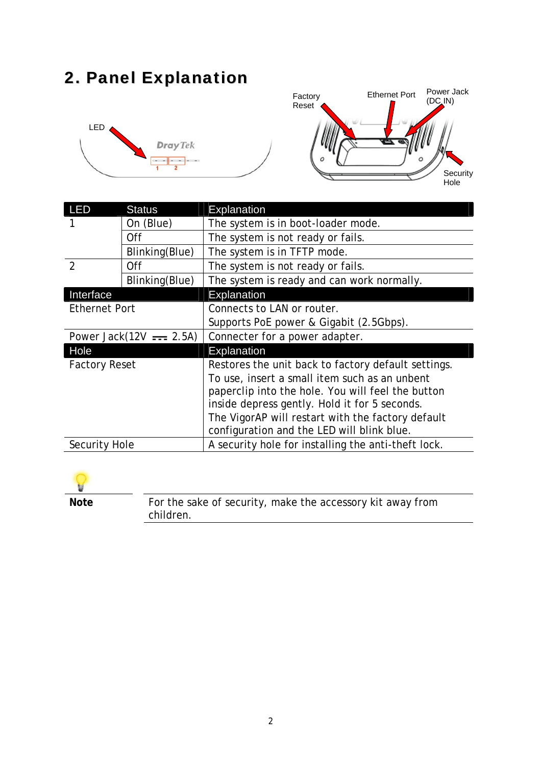# 2. Panel Explanation

LED

Factory Reset

Ethernet Port

Power Jack (DC IN)

Security Hole

| LED | Status | Explanation |
|---|---|---|
| 1 | On (Blue) | The system is in boot-loader mode. |
| | Off | The system is not ready or fails. |
| | Blinking(Blue) | The system is in TFTP mode. |
| 2 | Off | The system is not ready or fails. |
| | Blinking(Blue) | The system is ready and can work normally. |
| **Interface** | | **Explanation** |
| Ethernet Port | | Connects to LAN or router.<br>Supports PoE power & Gigabit (2.5Gbps). |
| Power Jack(12V ⎓ 2.5A) | | Connecter for a power adapter. |
| **Hole** | | **Explanation** |
| Factory Reset | | Restores the unit back to factory default settings.<br>To use, insert a small item such as an unbent paperclip into the hole. You will feel the button inside depress gently. Hold it for 5 seconds.<br>The VigorAP will restart with the factory default configuration and the LED will blink blue. |
| Security Hole | | A security hole for installing the anti-theft lock. |

**Note**

For the sake of security, make the accessory kit away from children.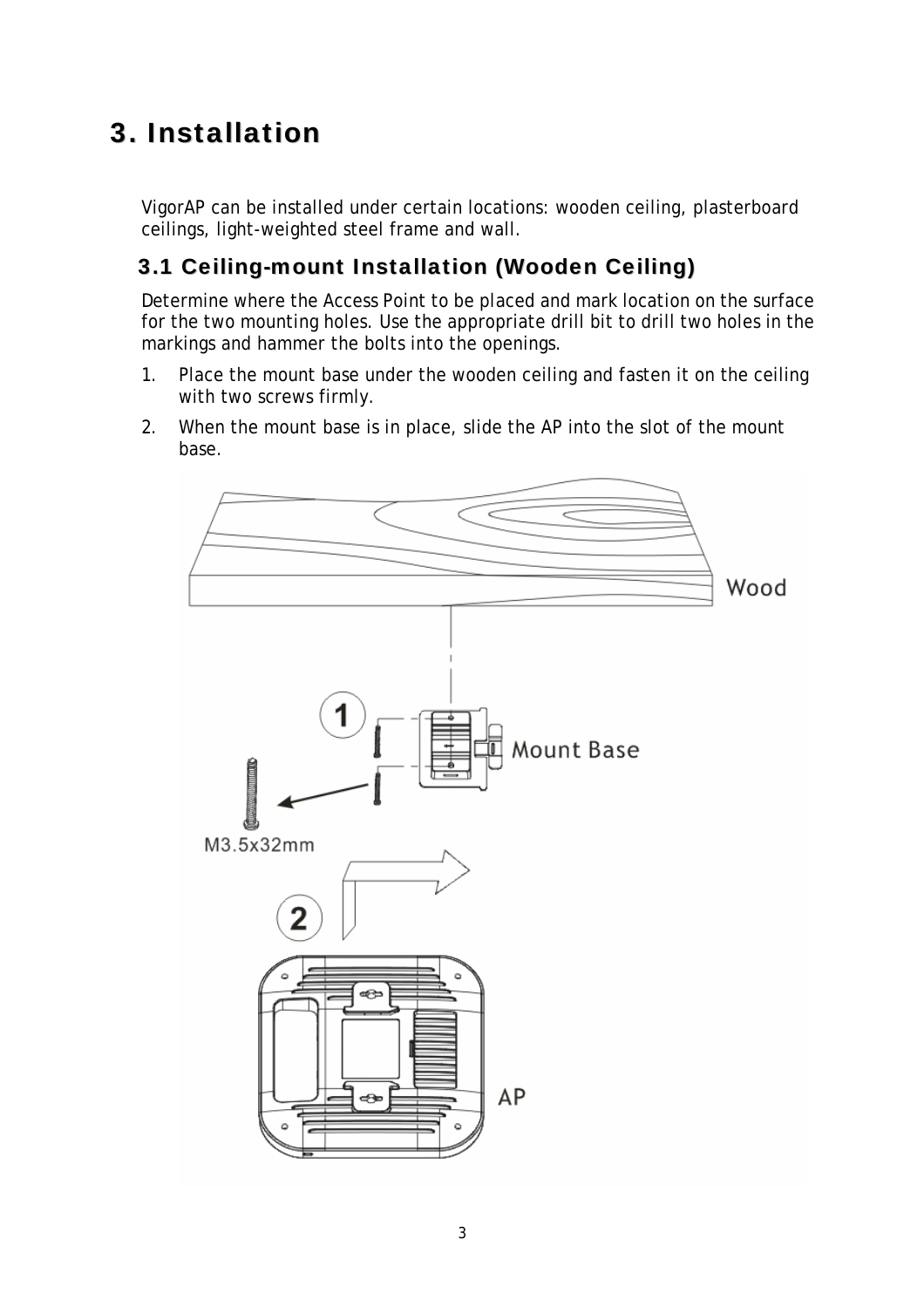# 3. Installation

VigorAP can be installed under certain locations: wooden ceiling, plasterboard ceilings, light-weighted steel frame and wall.

## 3.1 Ceiling-mount Installation (Wooden Ceiling)

Determine where the Access Point to be placed and mark location on the surface for the two mounting holes. Use the appropriate drill bit to drill two holes in the markings and hammer the bolts into the openings.

1. Place the mount base under the wooden ceiling and fasten it on the ceiling with two screws firmly.
2. When the mount base is in place, slide the AP into the slot of the mount base.

Wood

1

Mount Base

M3.5x32mm

2

AP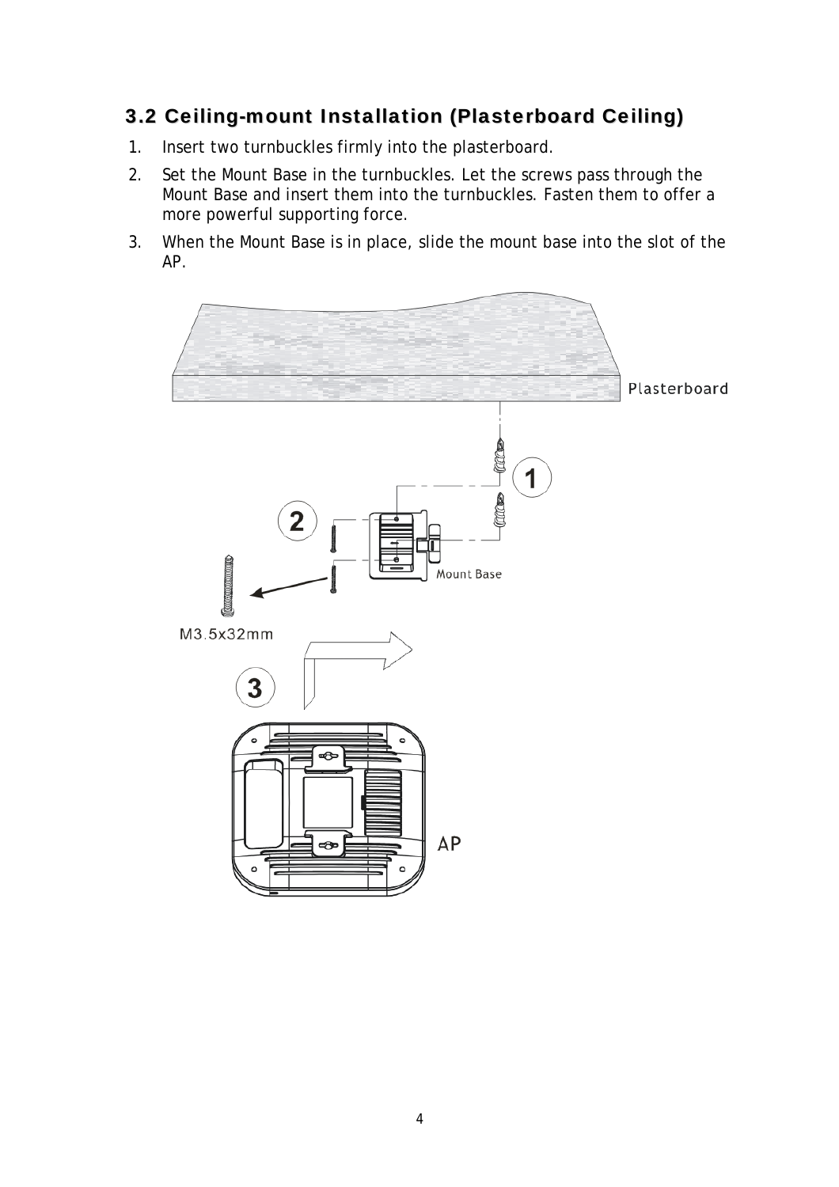### 3.2 Ceiling-mount Installation (Plasterboard Ceiling)

1. Insert two turnbuckles firmly into the plasterboard.
2. Set the Mount Base in the turnbuckles. Let the screws pass through the Mount Base and insert them into the turnbuckles. Fasten them to offer a more powerful supporting force.
3. When the Mount Base is in place, slide the mount base into the slot of the AP.

Plasterboard

1

2

Mount Base

M3.5x32mm

3

AP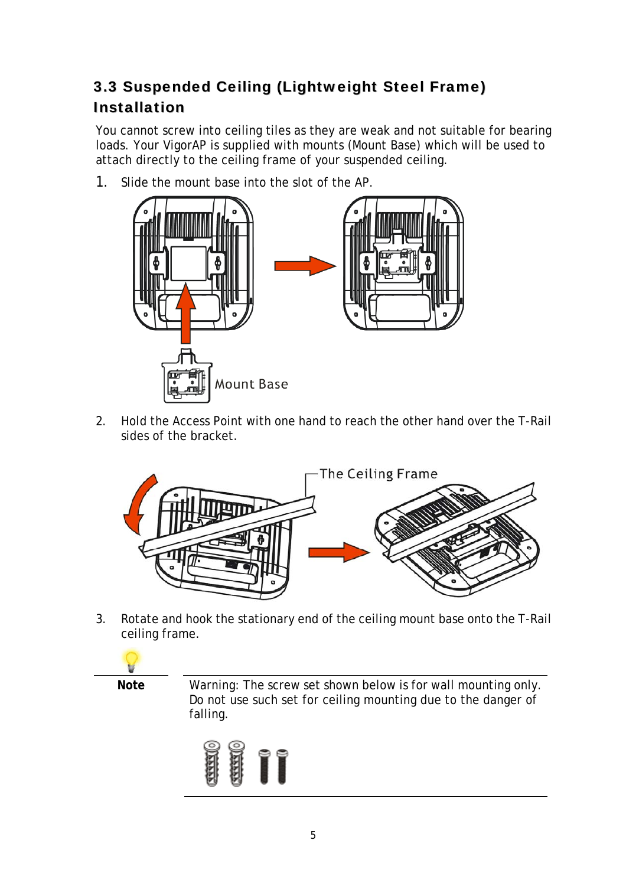### 3.3 Suspended Ceiling (Lightweight Steel Frame) Installation

You cannot screw into ceiling tiles as they are weak and not suitable for bearing loads. Your VigorAP is supplied with mounts (Mount Base) which will be used to attach directly to the ceiling frame of your suspended ceiling.

1. Slide the mount base into the slot of the AP.

Mount Base

2. Hold the Access Point with one hand to reach the other hand over the T-Rail sides of the bracket.

The Ceiling Frame

3. Rotate and hook the stationary end of the ceiling mount base onto the T-Rail ceiling frame.

**Note**

Warning: The screw set shown below is for wall mounting only. Do not use such set for ceiling mounting due to the danger of falling.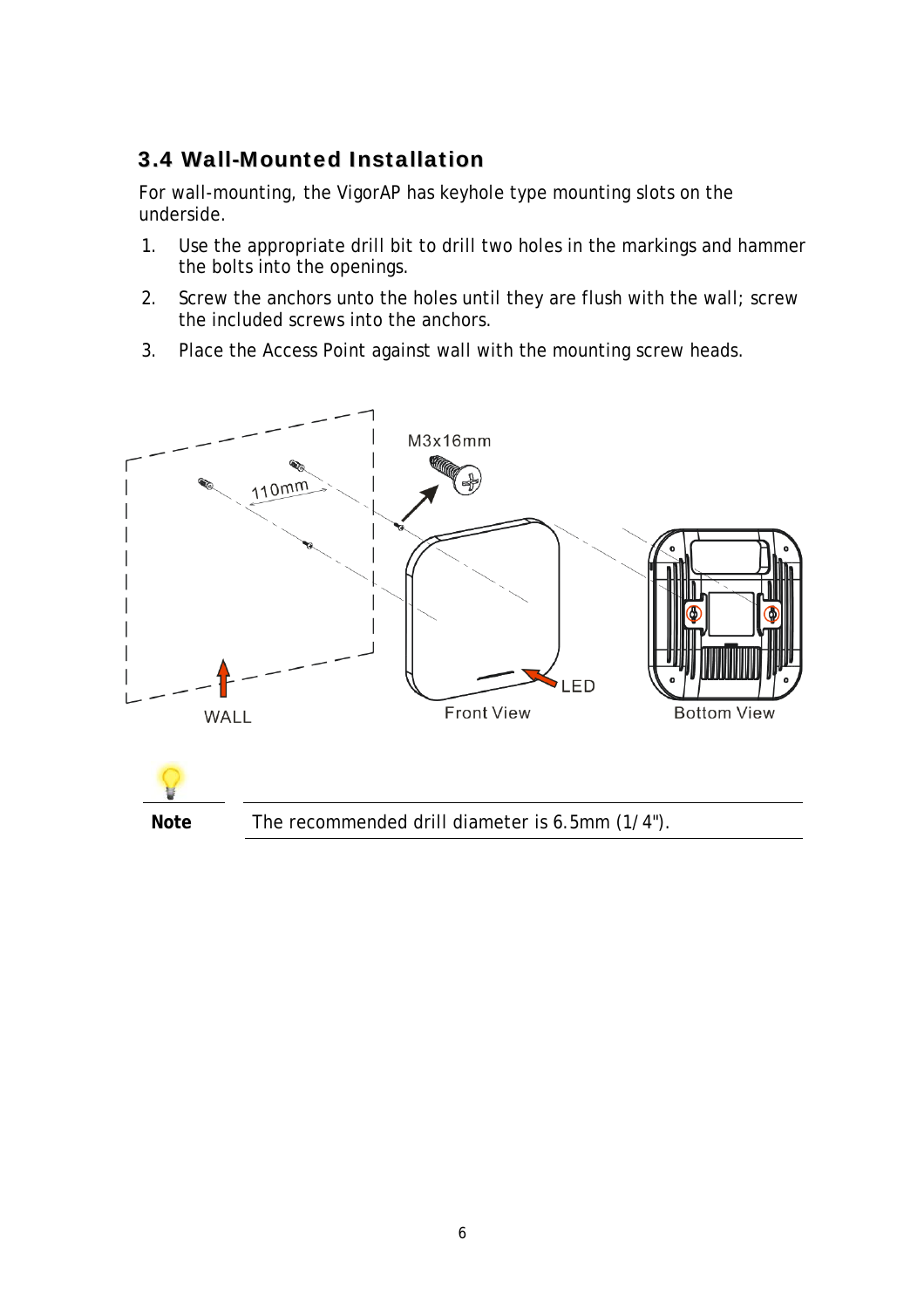## 3.4 Wall-Mounted Installation

For wall-mounting, the VigorAP has keyhole type mounting slots on the underside.

1. Use the appropriate drill bit to drill two holes in the markings and hammer the bolts into the openings.
2. Screw the anchors unto the holes until they are flush with the wall; screw the included screws into the anchors.
3. Place the Access Point against wall with the mounting screw heads.

**Note** The recommended drill diameter is 6.5mm (1/4").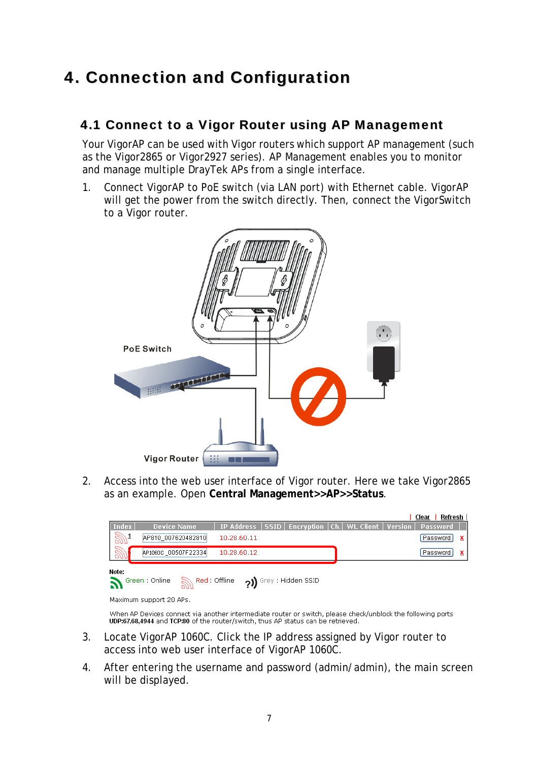# 4. Connection and Configuration

## 4.1 Connect to a Vigor Router using AP Management

Your VigorAP can be used with Vigor routers which support AP management (such as the Vigor2865 or Vigor2927 series). AP Management enables you to monitor and manage multiple DrayTek APs from a single interface.

1. Connect VigorAP to PoE switch (via LAN port) with Ethernet cable. VigorAP will get the power from the switch directly. Then, connect the VigorSwitch to a Vigor router.

PoE Switch

Vigor Router

2. Access into the web user interface of Vigor router. Here we take Vigor2865 as an example. Open **Central Management>>AP>>Status**.

| Clear | Refresh |

| Index | Device Name | IP Address | SSID | Encryption | Ch. | WL Client | Version | Password | |
|---|---|---|---|---|---|---|---|---|---|
| 1 | AP810_007620482810 | 10.28.60.11 | | | | | | Password | x |
| 2 | AP1060C_00507F22334 | 10.28.60.12 | | | | | | Password | x |

Note:
Green : Online  Red : Offline  Grey : Hidden SSID

Maximum support 20 APs.

When AP Devices connect via another intermediate router or switch, please check/unblock the following ports **UDP:67,68,4944** and **TCP:80** of the router/switch, thus AP status can be retrieved.

3. Locate VigorAP 1060C. Click the IP address assigned by Vigor router to access into web user interface of VigorAP 1060C.
4. After entering the username and password (admin/admin), the main screen will be displayed.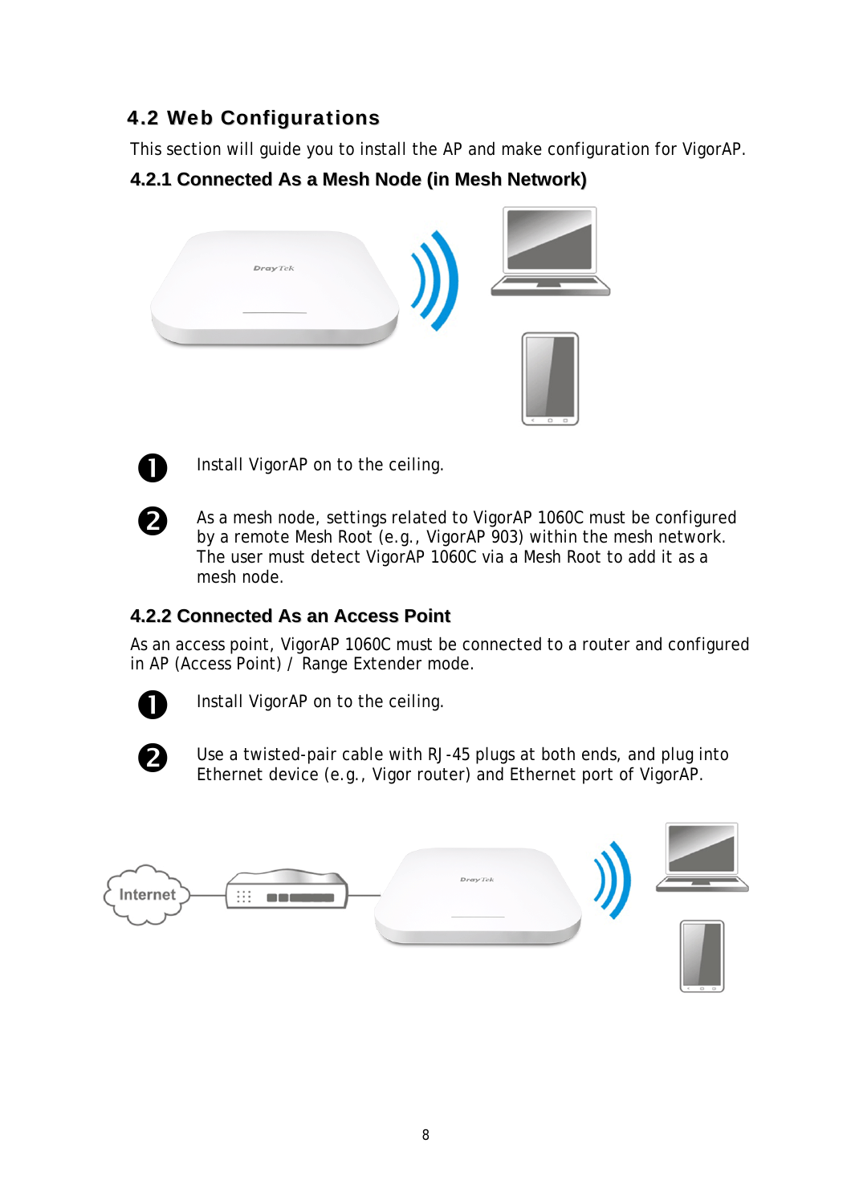## 4.2 Web Configurations

This section will guide you to install the AP and make configuration for VigorAP.

### 4.2.1 Connected As a Mesh Node (in Mesh Network)

❶ Install VigorAP on to the ceiling.

❷ As a mesh node, settings related to VigorAP 1060C must be configured by a remote Mesh Root (e.g., VigorAP 903) within the mesh network. The user must detect VigorAP 1060C via a Mesh Root to add it as a mesh node.

### 4.2.2 Connected As an Access Point

As an access point, VigorAP 1060C must be connected to a router and configured in AP (Access Point) / Range Extender mode.

❶ Install VigorAP on to the ceiling.

❷ Use a twisted-pair cable with RJ-45 plugs at both ends, and plug into Ethernet device (e.g., Vigor router) and Ethernet port of VigorAP.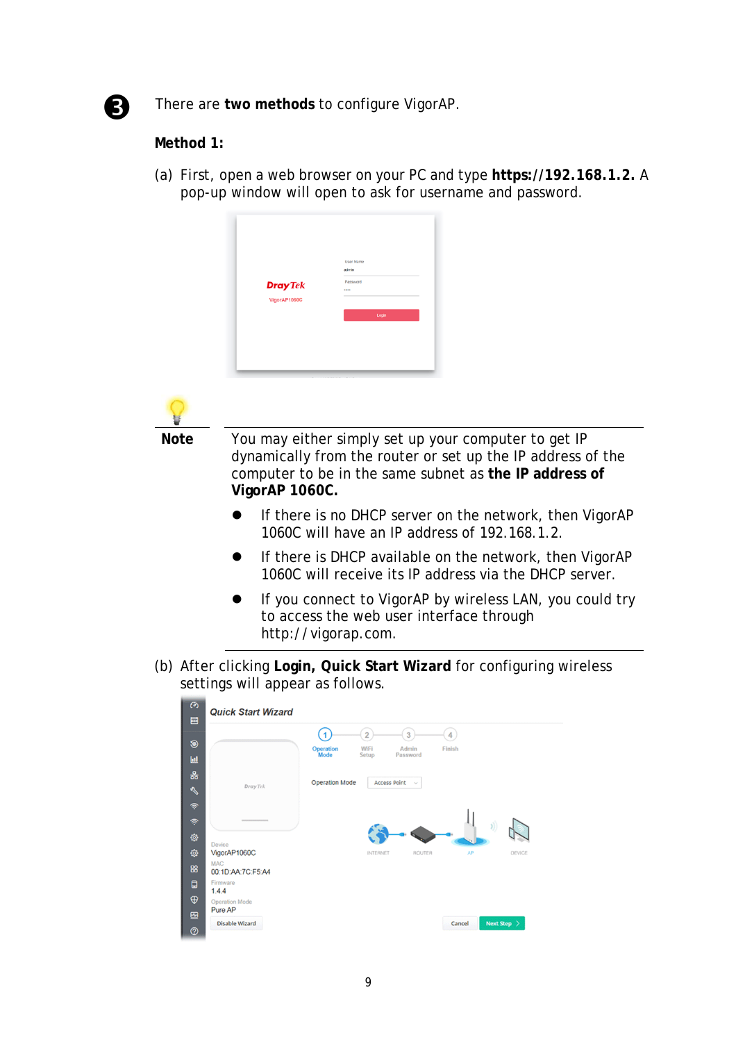❸ There are **two methods** to configure VigorAP.

**Method 1:**

(a) First, open a web browser on your PC and type **https://192.168.1.2.** A pop-up window will open to ask for username and password.

**Note**

You may either simply set up your computer to get IP dynamically from the router or set up the IP address of the computer to be in the same subnet as **the IP address of VigorAP 1060C.**

- If there is no DHCP server on the network, then VigorAP 1060C will have an IP address of 192.168.1.2.
- If there is DHCP available on the network, then VigorAP 1060C will receive its IP address via the DHCP server.
- If you connect to VigorAP by wireless LAN, you could try to access the web user interface through http://vigorap.com.

(b) After clicking **Login, Quick Start Wizard** for configuring wireless settings will appear as follows.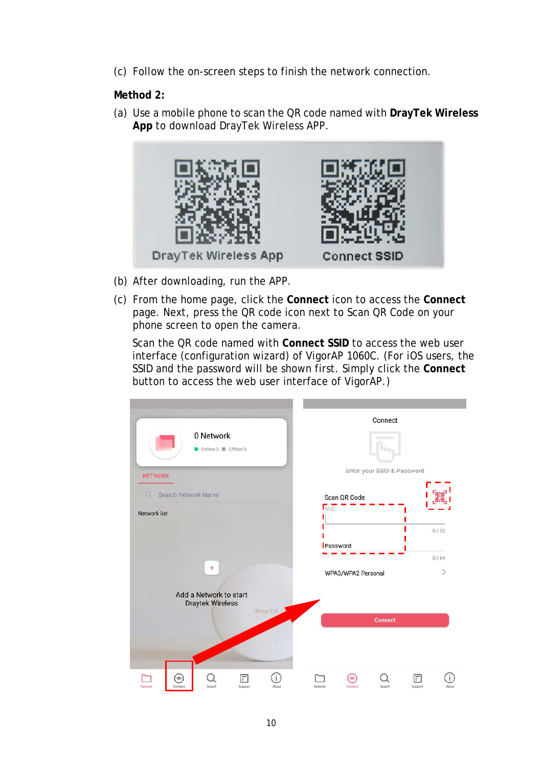(c) Follow the on-screen steps to finish the network connection.

**Method 2:**

(a) Use a mobile phone to scan the QR code named with **DrayTek Wireless App** to download DrayTek Wireless APP.

(b) After downloading, run the APP.

(c) From the home page, click the **Connect** icon to access the **Connect** page. Next, press the QR code icon next to Scan QR Code on your phone screen to open the camera.

Scan the QR code named with **Connect SSID** to access the web user interface (configuration wizard) of VigorAP 1060C. (For iOS users, the SSID and the password will be shown first. Simply click the **Connect** button to access the web user interface of VigorAP.)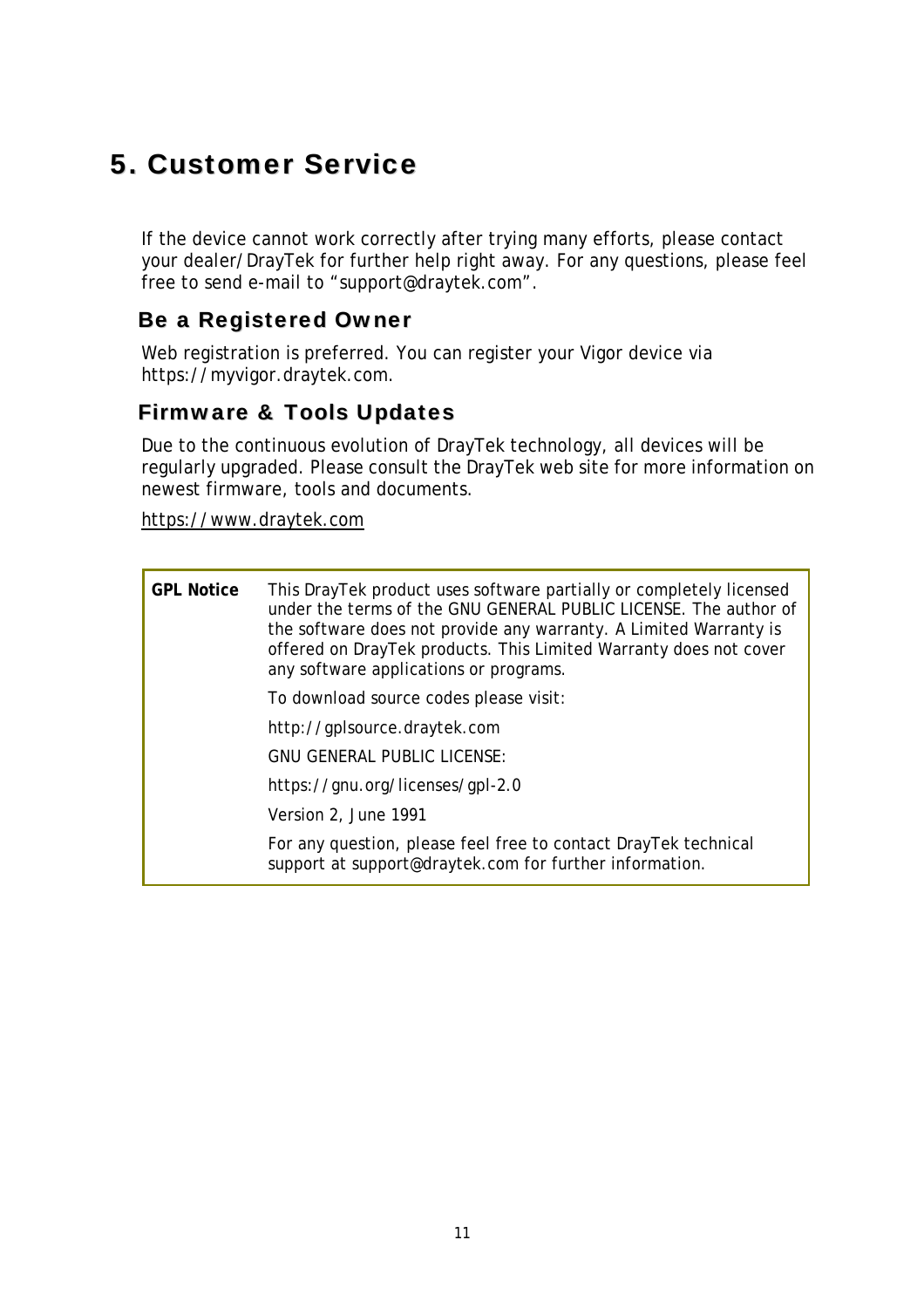# 5. Customer Service

If the device cannot work correctly after trying many efforts, please contact your dealer/DrayTek for further help right away. For any questions, please feel free to send e-mail to "support@draytek.com".

## Be a Registered Owner

Web registration is preferred. You can register your Vigor device via https://myvigor.draytek.com.

## Firmware & Tools Updates

Due to the continuous evolution of DrayTek technology, all devices will be regularly upgraded. Please consult the DrayTek web site for more information on newest firmware, tools and documents.

https://www.draytek.com

| | |
|---|---|
| **GPL Notice** | This DrayTek product uses software partially or completely licensed under the terms of the GNU GENERAL PUBLIC LICENSE. The author of the software does not provide any warranty. A Limited Warranty is offered on DrayTek products. This Limited Warranty does not cover any software applications or programs. |
| | To download source codes please visit: |
| | http://gplsource.draytek.com |
| | GNU GENERAL PUBLIC LICENSE: |
| | https://gnu.org/licenses/gpl-2.0 |
| | Version 2, June 1991 |
| | For any question, please feel free to contact DrayTek technical support at support@draytek.com for further information. |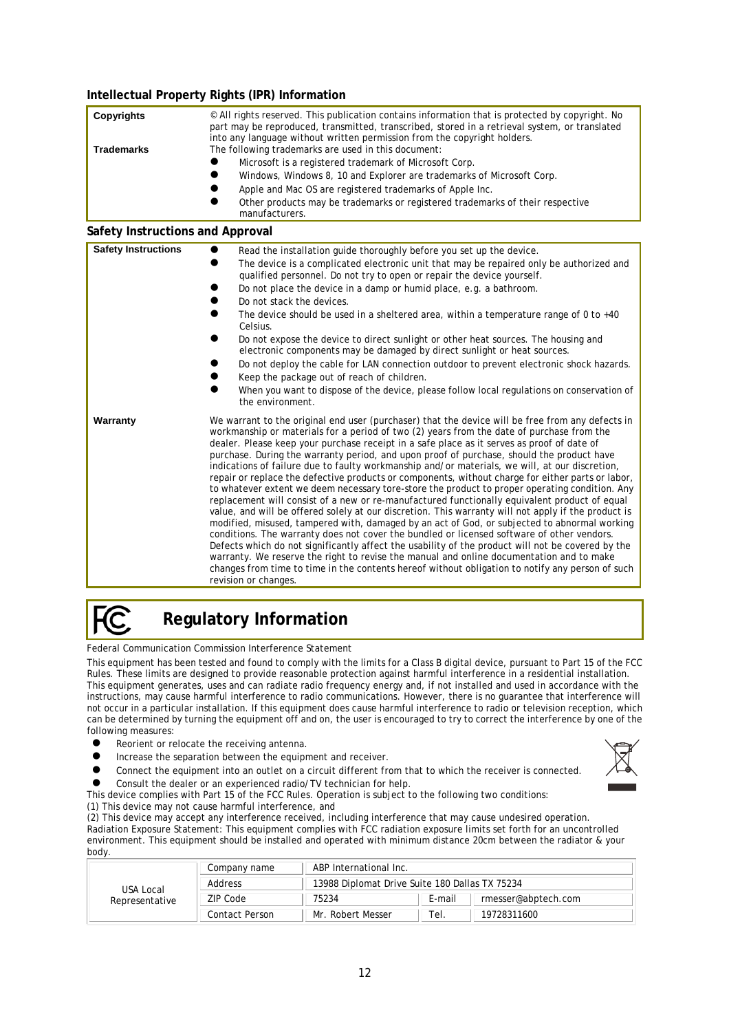## Intellectual Property Rights (IPR) Information

| | |
|---|---|
| **Copyrights** | © All rights reserved. This publication contains information that is protected by copyright. No part may be reproduced, transmitted, transcribed, stored in a retrieval system, or translated into any language without written permission from the copyright holders. |
| **Trademarks** | The following trademarks are used in this document:<br>● Microsoft is a registered trademark of Microsoft Corp.<br>● Windows, Windows 8, 10 and Explorer are trademarks of Microsoft Corp.<br>● Apple and Mac OS are registered trademarks of Apple Inc.<br>● Other products may be trademarks or registered trademarks of their respective manufacturers. |

## Safety Instructions and Approval

| | |
|---|---|
| **Safety Instructions** | ● Read the installation guide thoroughly before you set up the device.<br>● The device is a complicated electronic unit that may be repaired only be authorized and qualified personnel. Do not try to open or repair the device yourself.<br>● Do not place the device in a damp or humid place, e.g. a bathroom.<br>● Do not stack the devices.<br>● The device should be used in a sheltered area, within a temperature range of 0 to +40 Celsius.<br>● Do not expose the device to direct sunlight or other heat sources. The housing and electronic components may be damaged by direct sunlight or heat sources.<br>● Do not deploy the cable for LAN connection outdoor to prevent electronic shock hazards.<br>● Keep the package out of reach of children.<br>● When you want to dispose of the device, please follow local regulations on conservation of the environment. |
| **Warranty** | We warrant to the original end user (purchaser) that the device will be free from any defects in workmanship or materials for a period of two (2) years from the date of purchase from the dealer. Please keep your purchase receipt in a safe place as it serves as proof of date of purchase. During the warranty period, and upon proof of purchase, should the product have indications of failure due to faulty workmanship and/or materials, we will, at our discretion, repair or replace the defective products or components, without charge for either parts or labor, to whatever extent we deem necessary tore-store the product to proper operating condition. Any replacement will consist of a new or re-manufactured functionally equivalent product of equal value, and will be offered solely at our discretion. This warranty will not apply if the product is modified, misused, tampered with, damaged by an act of God, or subjected to abnormal working conditions. The warranty does not cover the bundled or licensed software of other vendors. Defects which do not significantly affect the usability of the product will not be covered by the warranty. We reserve the right to revise the manual and online documentation and to make changes from time to time in the contents hereof without obligation to notify any person of such revision or changes. |

## Regulatory Information

Federal Communication Commission Interference Statement

This equipment has been tested and found to comply with the limits for a Class B digital device, pursuant to Part 15 of the FCC Rules. These limits are designed to provide reasonable protection against harmful interference in a residential installation. This equipment generates, uses and can radiate radio frequency energy and, if not installed and used in accordance with the instructions, may cause harmful interference to radio communications. However, there is no guarantee that interference will not occur in a particular installation. If this equipment does cause harmful interference to radio or television reception, which can be determined by turning the equipment off and on, the user is encouraged to try to correct the interference by one of the following measures:

- Reorient or relocate the receiving antenna.
- Increase the separation between the equipment and receiver.
- Connect the equipment into an outlet on a circuit different from that to which the receiver is connected.
- Consult the dealer or an experienced radio/TV technician for help.

This device complies with Part 15 of the FCC Rules. Operation is subject to the following two conditions:
(1) This device may not cause harmful interference, and
(2) This device may accept any interference received, including interference that may cause undesired operation.
Radiation Exposure Statement: This equipment complies with FCC radiation exposure limits set forth for an uncontrolled environment. This equipment should be installed and operated with minimum distance 20cm between the radiator & your body.

| | | | | |
|---|---|---|---|---|
| USA Local Representative | Company name | ABP International Inc. | | |
| | Address | 13988 Diplomat Drive Suite 180 Dallas TX 75234 | | |
| | ZIP Code | 75234 | E-mail | rmesser@abptech.com |
| | Contact Person | Mr. Robert Messer | Tel. | 19728311600 |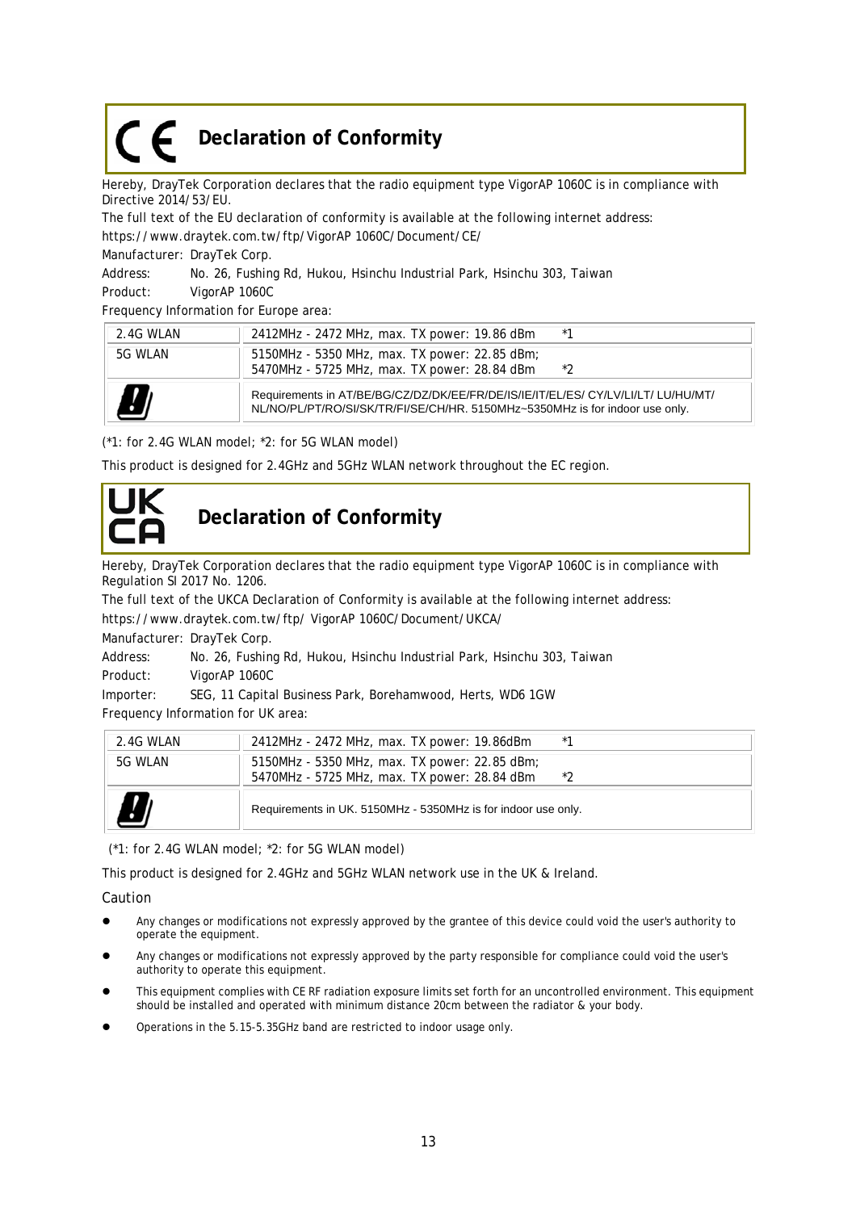# CE Declaration of Conformity

Hereby, DrayTek Corporation declares that the radio equipment type VigorAP 1060C is in compliance with Directive 2014/53/EU.

The full text of the EU declaration of conformity is available at the following internet address:

https://www.draytek.com.tw/ftp/VigorAP 1060C/Document/CE/

Manufacturer: DrayTek Corp.

Address: No. 26, Fushing Rd, Hukou, Hsinchu Industrial Park, Hsinchu 303, Taiwan

Product: VigorAP 1060C

Frequency Information for Europe area:

| | |
|---|---|
| 2.4G WLAN | 2412MHz - 2472 MHz, max. TX power: 19.86 dBm *1 |
| 5G WLAN | 5150MHz - 5350 MHz, max. TX power: 22.85 dBm;<br>5470MHz - 5725 MHz, max. TX power: 28.84 dBm *2 |
| | Requirements in AT/BE/BG/CZ/DZ/DK/EE/FR/DE/IS/IE/IT/EL/ES/ CY/LV/LI/LT/ LU/HU/MT/ NL/NO/PL/PT/RO/SI/SK/TR/FI/SE/CH/HR. 5150MHz~5350MHz is for indoor use only. |

(*1: for 2.4G WLAN model; *2: for 5G WLAN model)

This product is designed for 2.4GHz and 5GHz WLAN network throughout the EC region.

# UKCA Declaration of Conformity

Hereby, DrayTek Corporation declares that the radio equipment VigorAP 1060C is in compliance with Regulation SI 2017 No. 1206.

The full text of the UKCA Declaration of Conformity is available at the following internet address:

https://www.draytek.com.tw/ftp/ VigorAP 1060C/Document/UKCA/

Manufacturer: DrayTek Corp.

Address: No. 26, Fushing Rd, Hukou, Hsinchu Industrial Park, Hsinchu 303, Taiwan

Product: VigorAP 1060C

Importer: SEG, 11 Capital Business Park, Borehamwood, Herts, WD6 1GW

Frequency Information for UK area:

| | |
|---|---|
| 2.4G WLAN | 2412MHz - 2472 MHz, max. TX power: 19.86dBm *1 |
| 5G WLAN | 5150MHz - 5350 MHz, max. TX power: 22.85 dBm;<br>5470MHz - 5725 MHz, max. TX power: 28.84 dBm *2 |
| | Requirements in UK. 5150MHz - 5350MHz is for indoor use only. |

(*1: for 2.4G WLAN model; *2: for 5G WLAN model)

This product is designed for 2.4GHz and 5GHz WLAN network use in the UK & Ireland.

## Caution

- Any changes or modifications not expressly approved by the grantee of this device could void the user's authority to operate the equipment.
- Any changes or modifications not expressly approved by the party responsible for compliance could void the user's authority to operate this equipment.
- This equipment complies with CE RF radiation exposure limits set forth for an uncontrolled environment. This equipment should be installed and operated with minimum distance 20cm between the radiator & your body.
- Operations in the 5.15-5.35GHz band are restricted to indoor usage only.